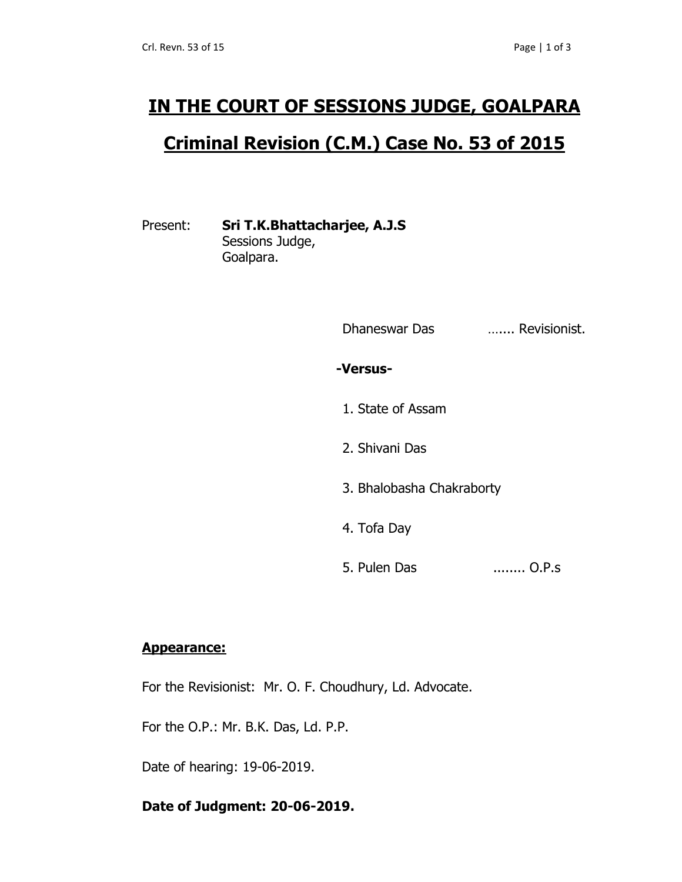# IN THE COURT OF SESSIONS JUDGE, GOALPARA

## Criminal Revision (C.M.) Case No. 53 of 2015

Present: **Sri T.K.Bhattacharjee, A.J.S**
Sessions Judge,
Goalpara.

Dhaneswar Das ……. Revisionist.

**-Versus-**

1. State of Assam
2. Shivani Das
3. Bhalobasha Chakraborty
4. Tofa Day
5. Pulen Das ........ O.P.s

**Appearance:**

For the Revisionist: Mr. O. F. Choudhury, Ld. Advocate.

For the O.P.: Mr. B.K. Das, Ld. P.P.

Date of hearing: 19-06-2019.

**Date of Judgment: 20-06-2019.**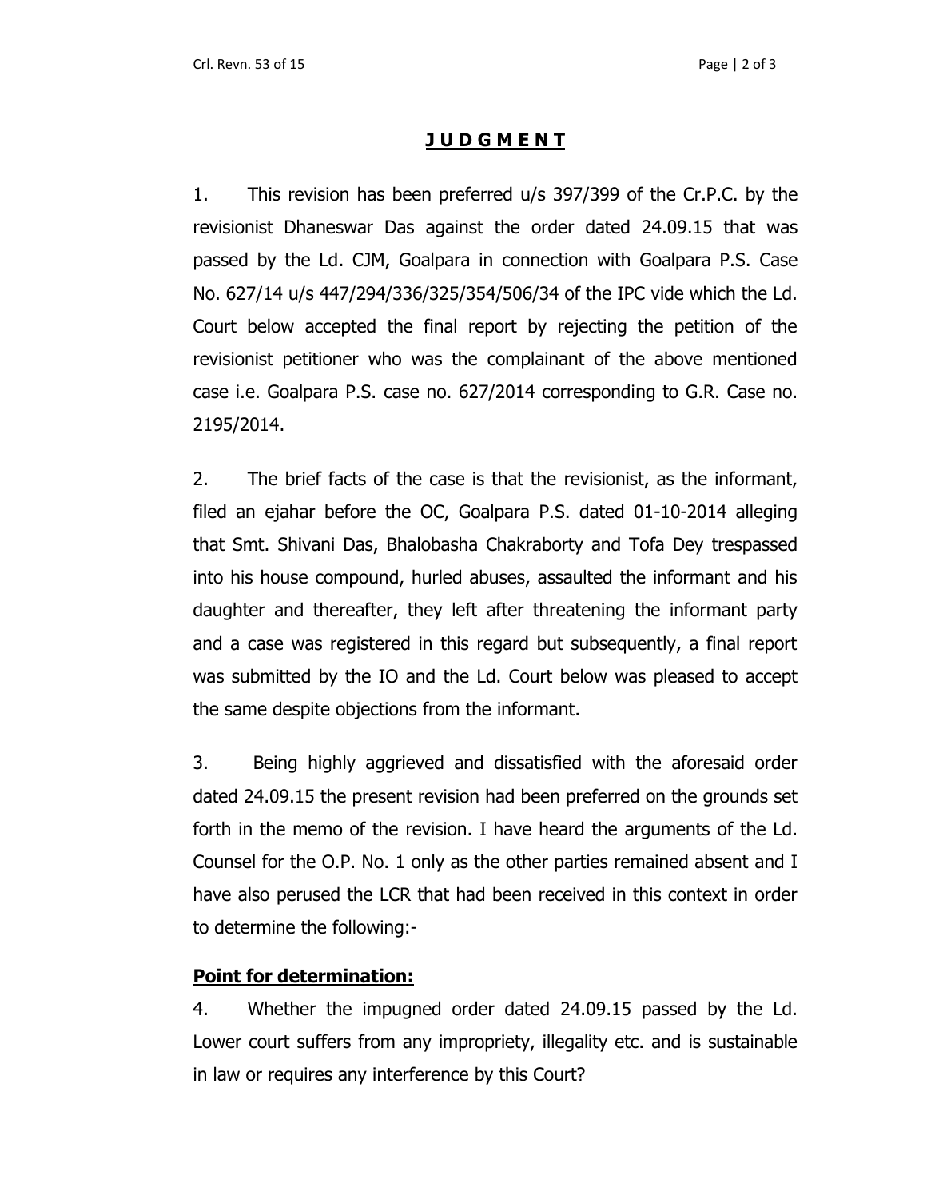# J U D G M E N T

1. This revision has been preferred u/s 397/399 of the Cr.P.C. by the revisionist Dhaneswar Das against the order dated 24.09.15 that was passed by the Ld. CJM, Goalpara in connection with Goalpara P.S. Case No. 627/14 u/s 447/294/336/325/354/506/34 of the IPC vide which the Ld. Court below accepted the final report by rejecting the petition of the revisionist petitioner who was the complainant of the above mentioned case i.e. Goalpara P.S. case no. 627/2014 corresponding to G.R. Case no. 2195/2014.

2. The brief facts of the case is that the revisionist, as the informant, filed an ejahar before the OC, Goalpara P.S. dated 01-10-2014 alleging that Smt. Shivani Das, Bhalobasha Chakraborty and Tofa Dey trespassed into his house compound, hurled abuses, assaulted the informant and his daughter and thereafter, they left after threatening the informant party and a case was registered in this regard but subsequently, a final report was submitted by the IO and the Ld. Court below was pleased to accept the same despite objections from the informant.

3. Being highly aggrieved and dissatisfied with the aforesaid order dated 24.09.15 the present revision had been preferred on the grounds set forth in the memo of the revision. I have heard the arguments of the Ld. Counsel for the O.P. No. 1 only as the other parties remained absent and I have also perused the LCR that had been received in this context in order to determine the following:-

**Point for determination:**

4. Whether the impugned order dated 24.09.15 passed by the Ld. Lower court suffers from any impropriety, illegality etc. and is sustainable in law or requires any interference by this Court?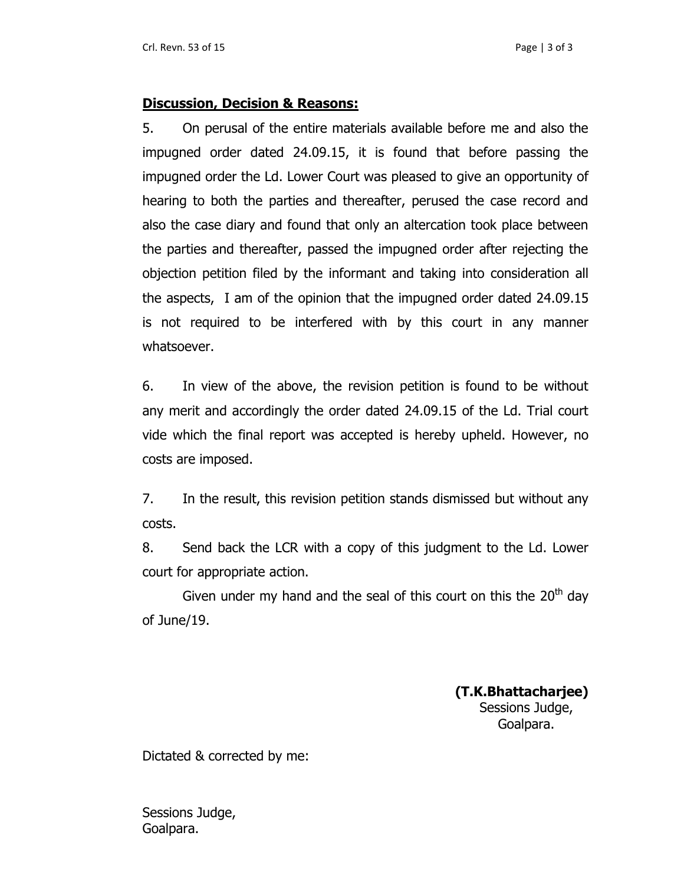**Discussion, Decision & Reasons:**

5. On perusal of the entire materials available before me and also the impugned order dated 24.09.15, it is found that before passing the impugned order the Ld. Lower Court was pleased to give an opportunity of hearing to both the parties and thereafter, perused the case record and also the case diary and found that only an altercation took place between the parties and thereafter, passed the impugned order after rejecting the objection petition filed by the informant and taking into consideration all the aspects, I am of the opinion that the impugned order dated 24.09.15 is not required to be interfered with by this court in any manner whatsoever.

6. In view of the above, the revision petition is found to be without any merit and accordingly the order dated 24.09.15 of the Ld. Trial court vide which the final report was accepted is hereby upheld. However, no costs are imposed.

7. In the result, this revision petition stands dismissed but without any costs.

8. Send back the LCR with a copy of this judgment to the Ld. Lower court for appropriate action.

Given under my hand and the seal of this court on this the 20th day of June/19.

**(T.K.Bhattacharjee)**
Sessions Judge,
Goalpara.

Dictated & corrected by me:

Sessions Judge,
Goalpara.